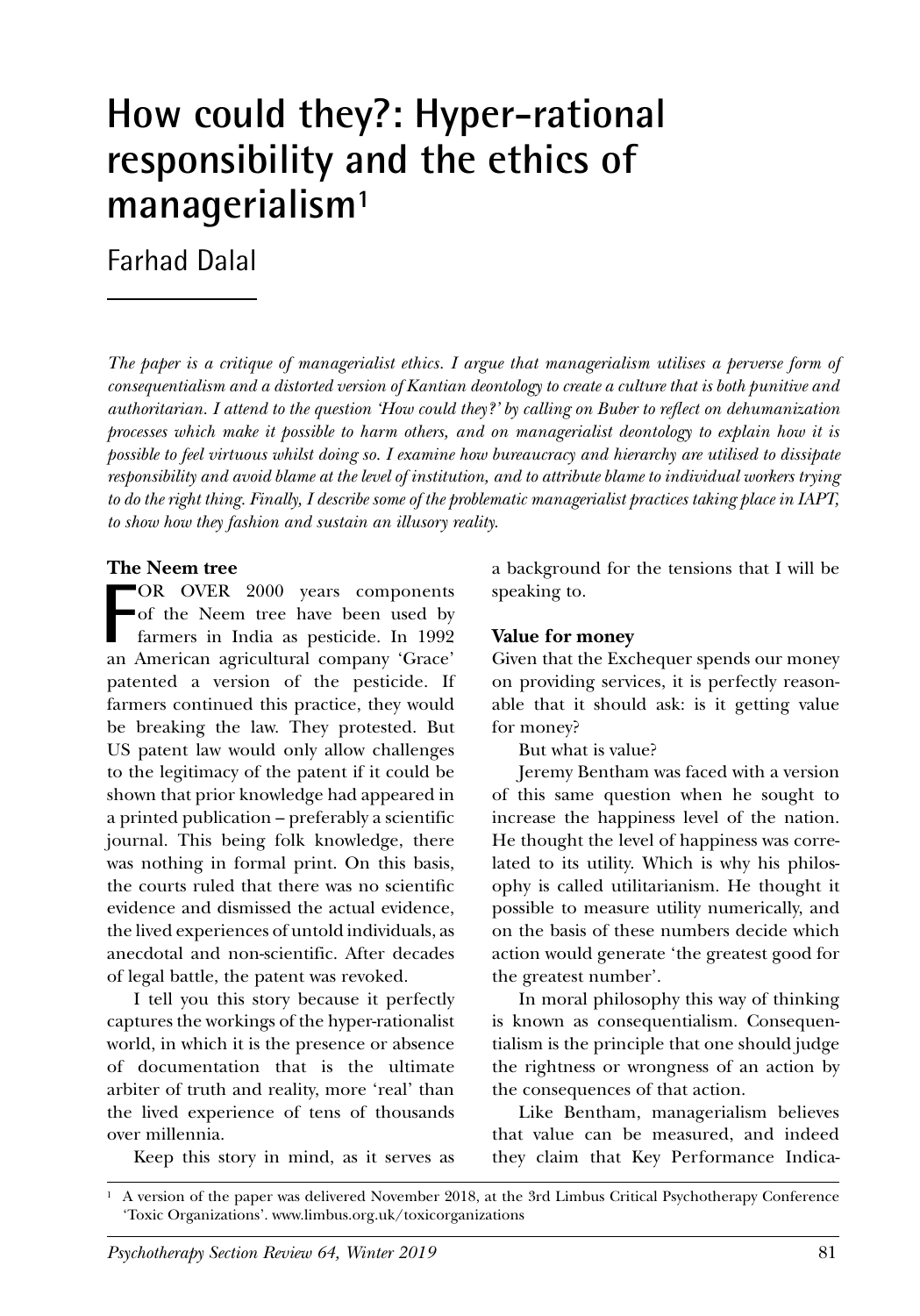# How could they?: Hyper-rational responsibility and the ethics of managerialism[1]

Farhad Dalal

*The paper is a critique of managerialist ethics. I argue that managerialism utilises a perverse form of consequentialism and a distorted version of Kantian deontology to create a culture that is both punitive and authoritarian. I attend to the question 'How could they?' by calling on Buber to reflect on dehumanization processes which make it possible to harm others, and on managerialist deontology to explain how it is possible to feel virtuous whilst doing so. I examine how bureaucracy and hierarchy are utilised to dissipate responsibility and avoid blame at the level of institution, and to attribute blame to individual workers trying to do the right thing. Finally, I describe some of the problematic managerialist practices taking place in IAPT, to show how they fashion and sustain an illusory reality.*

## The Neem tree

FOR OVER 2000 years components of the Neem tree have been used by farmers in India as pesticide. In 1992 an American agricultural company 'Grace' patented a version of the pesticide. If farmers continued this practice, they would be breaking the law. They protested. But US patent law would only allow challenges to the legitimacy of the patent if it could be shown that prior knowledge had appeared in a printed publication – preferably a scientific journal. This being folk knowledge, there was nothing in formal print. On this basis, the courts ruled that there was no scientific evidence and dismissed the actual evidence, the lived experiences of untold individuals, as anecdotal and non-scientific. After decades of legal battle, the patent was revoked.

I tell you this story because it perfectly captures the workings of the hyper-rationalist world, in which it is the presence or absence of documentation that is the ultimate arbiter of truth and reality, more 'real' than the lived experience of tens of thousands over millennia.

Keep this story in mind, as it serves as a background for the tensions that I will be speaking to.

## Value for money

Given that the Exchequer spends our money on providing services, it is perfectly reasonable that it should ask: is it getting value for money?

But what is value?

Jeremy Bentham was faced with a version of this same question when he sought to increase the happiness level of the nation. He thought the level of happiness was correlated to its utility. Which is why his philosophy is called utilitarianism. He thought it possible to measure utility numerically, and on the basis of these numbers decide which action would generate 'the greatest good for the greatest number'.

In moral philosophy this way of thinking is known as consequentialism. Consequentialism is the principle that one should judge the rightness or wrongness of an action by the consequences of that action.

Like Bentham, managerialism believes that value can be measured, and indeed they claim that Key Performance Indica-

[1] A version of the paper was delivered November 2018, at the 3rd Limbus Critical Psychotherapy Conference 'Toxic Organizations'. www.limbus.org.uk/toxicorganizations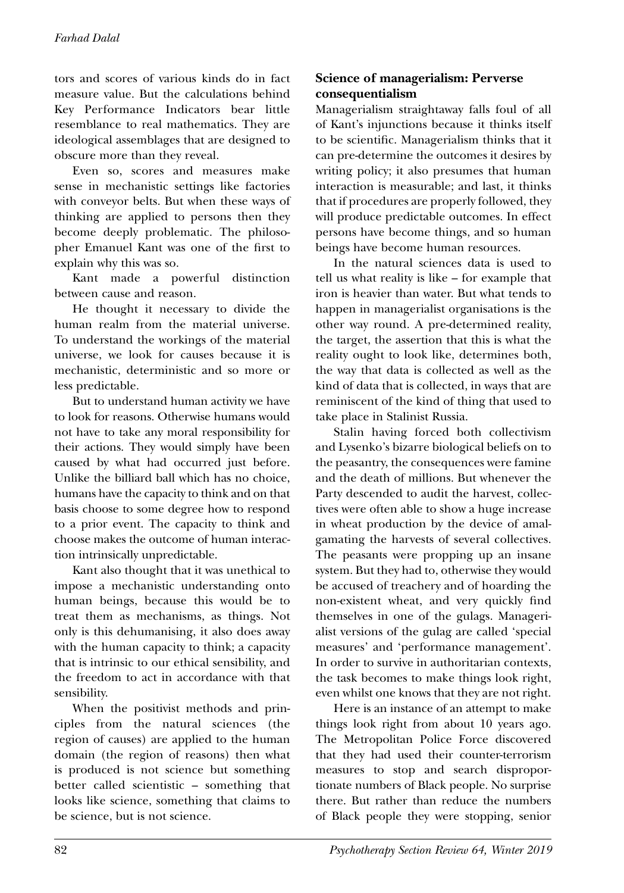tors and scores of various kinds do in fact measure value. But the calculations behind Key Performance Indicators bear little resemblance to real mathematics. They are ideological assemblages that are designed to obscure more than they reveal.

Even so, scores and measures make sense in mechanistic settings like factories with conveyor belts. But when these ways of thinking are applied to persons then they become deeply problematic. The philosopher Emanuel Kant was one of the first to explain why this was so.

Kant made a powerful distinction between cause and reason.

He thought it necessary to divide the human realm from the material universe. To understand the workings of the material universe, we look for causes because it is mechanistic, deterministic and so more or less predictable.

But to understand human activity we have to look for reasons. Otherwise humans would not have to take any moral responsibility for their actions. They would simply have been caused by what had occurred just before. Unlike the billiard ball which has no choice, humans have the capacity to think and on that basis choose to some degree how to respond to a prior event. The capacity to think and choose makes the outcome of human interaction intrinsically unpredictable.

Kant also thought that it was unethical to impose a mechanistic understanding onto human beings, because this would be to treat them as mechanisms, as things. Not only is this dehumanising, it also does away with the human capacity to think; a capacity that is intrinsic to our ethical sensibility, and the freedom to act in accordance with that sensibility.

When the positivist methods and principles from the natural sciences (the region of causes) are applied to the human domain (the region of reasons) then what is produced is not science but something better called scientistic – something that looks like science, something that claims to be science, but is not science.

## Science of managerialism: Perverse consequentialism

Managerialism straightaway falls foul of all of Kant's injunctions because it thinks itself to be scientific. Managerialism thinks that it can pre-determine the outcomes it desires by writing policy; it also presumes that human interaction is measurable; and last, it thinks that if procedures are properly followed, they will produce predictable outcomes. In effect persons have become things, and so human beings have become human resources.

In the natural sciences data is used to tell us what reality is like – for example that iron is heavier than water. But what tends to happen in managerialist organisations is the other way round. A pre-determined reality, the target, the assertion that this is what the reality ought to look like, determines both, the way that data is collected as well as the kind of data that is collected, in ways that are reminiscent of the kind of thing that used to take place in Stalinist Russia.

Stalin having forced both collectivism and Lysenko's bizarre biological beliefs on to the peasantry, the consequences were famine and the death of millions. But whenever the Party descended to audit the harvest, collectives were often able to show a huge increase in wheat production by the device of amalgamating the harvests of several collectives. The peasants were propping up an insane system. But they had to, otherwise they would be accused of treachery and of hoarding the non-existent wheat, and very quickly find themselves in one of the gulags. Managerialist versions of the gulag are called 'special measures' and 'performance management'. In order to survive in authoritarian contexts, the task becomes to make things look right, even whilst one knows that they are not right.

Here is an instance of an attempt to make things look right from about 10 years ago. The Metropolitan Police Force discovered that they had used their counter-terrorism measures to stop and search disproportionate numbers of Black people. No surprise there. But rather than reduce the numbers of Black people they were stopping, senior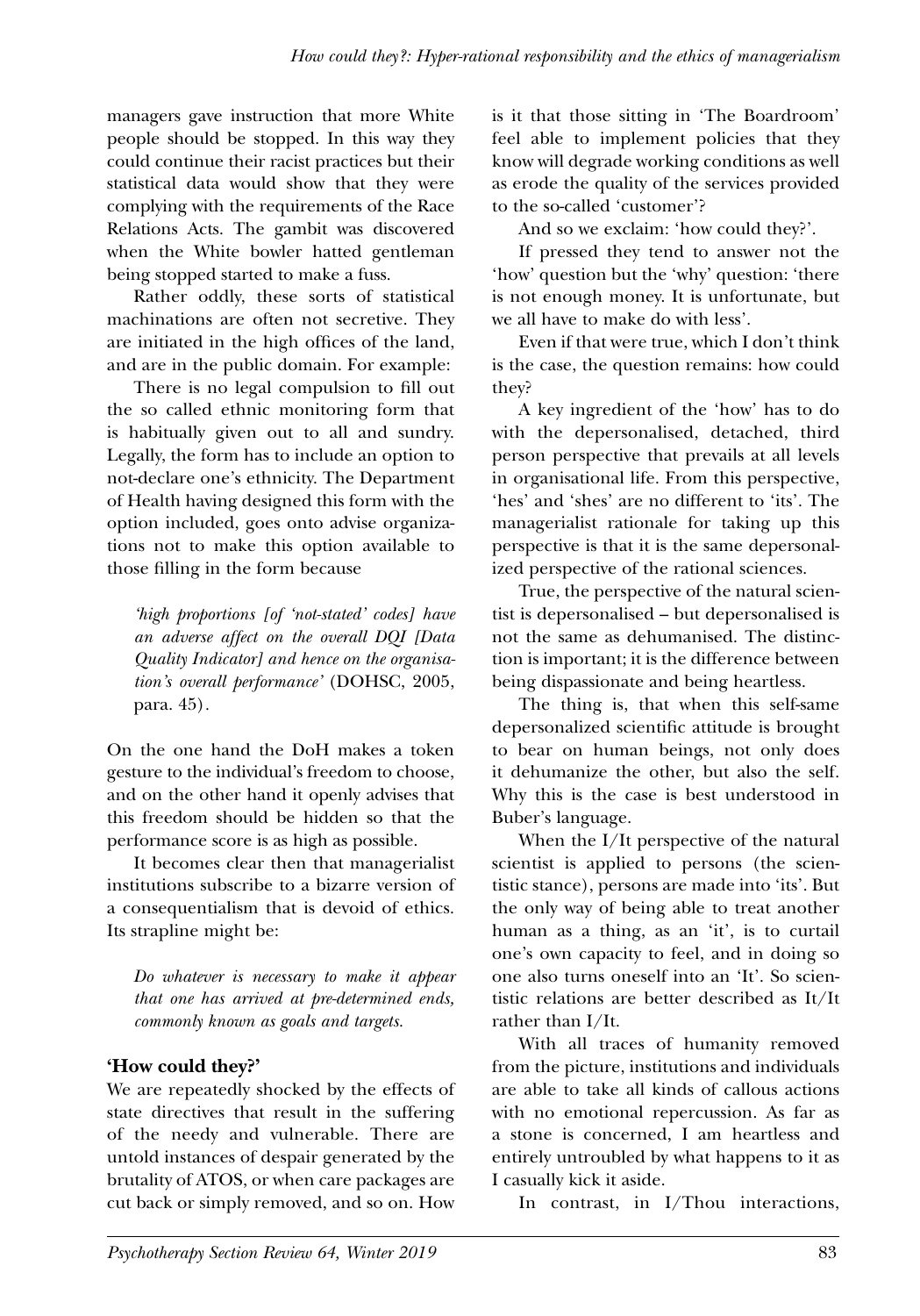managers gave instruction that more White people should be stopped. In this way they could continue their racist practices but their statistical data would show that they were complying with the requirements of the Race Relations Acts. The gambit was discovered when the White bowler hatted gentleman being stopped started to make a fuss.

Rather oddly, these sorts of statistical machinations are often not secretive. They are initiated in the high offices of the land, and are in the public domain. For example:

There is no legal compulsion to fill out the so called ethnic monitoring form that is habitually given out to all and sundry. Legally, the form has to include an option to not-declare one's ethnicity. The Department of Health having designed this form with the option included, goes onto advise organizations not to make this option available to those filling in the form because

> *'high proportions [of 'not-stated' codes] have an adverse affect on the overall DQI [Data Quality Indicator] and hence on the organisation's overall performance'* (DOHSC, 2005, para. 45).

On the one hand the DoH makes a token gesture to the individual's freedom to choose, and on the other hand it openly advises that this freedom should be hidden so that the performance score is as high as possible.

It becomes clear then that managerialist institutions subscribe to a bizarre version of a consequentialism that is devoid of ethics. Its strapline might be:

> *Do whatever is necessary to make it appear that one has arrived at pre-determined ends, commonly known as goals and targets.*

## 'How could they?'

We are repeatedly shocked by the effects of state directives that result in the suffering of the needy and vulnerable. There are untold instances of despair generated by the brutality of ATOS, or when care packages are cut back or simply removed, and so on. How is it that those sitting in 'The Boardroom' feel able to implement policies that they know will degrade working conditions as well as erode the quality of the services provided to the so-called 'customer'?

And so we exclaim: 'how could they?'.

If pressed they tend to answer not the 'how' question but the 'why' question: 'there is not enough money. It is unfortunate, but we all have to make do with less'.

Even if that were true, which I don't think is the case, the question remains: how could they?

A key ingredient of the 'how' has to do with the depersonalised, detached, third person perspective that prevails at all levels in organisational life. From this perspective, 'hes' and 'shes' are no different to 'its'. The managerialist rationale for taking up this perspective is that it is the same depersonalized perspective of the rational sciences.

True, the perspective of the natural scientist is depersonalised – but depersonalised is not the same as dehumanised. The distinction is important; it is the difference between being dispassionate and being heartless.

The thing is, that when this self-same depersonalized scientific attitude is brought to bear on human beings, not only does it dehumanize the other, but also the self. Why this is the case is best understood in Buber's language.

When the I/It perspective of the natural scientist is applied to persons (the scientistic stance), persons are made into 'its'. But the only way of being able to treat another human as a thing, as an 'it', is to curtail one's own capacity to feel, and in doing so one also turns oneself into an 'It'. So scientistic relations are better described as It/It rather than I/It.

With all traces of humanity removed from the picture, institutions and individuals are able to take all kinds of callous actions with no emotional repercussion. As far as a stone is concerned, I am heartless and entirely untroubled by what happens to it as I casually kick it aside.

In contrast, in I/Thou interactions,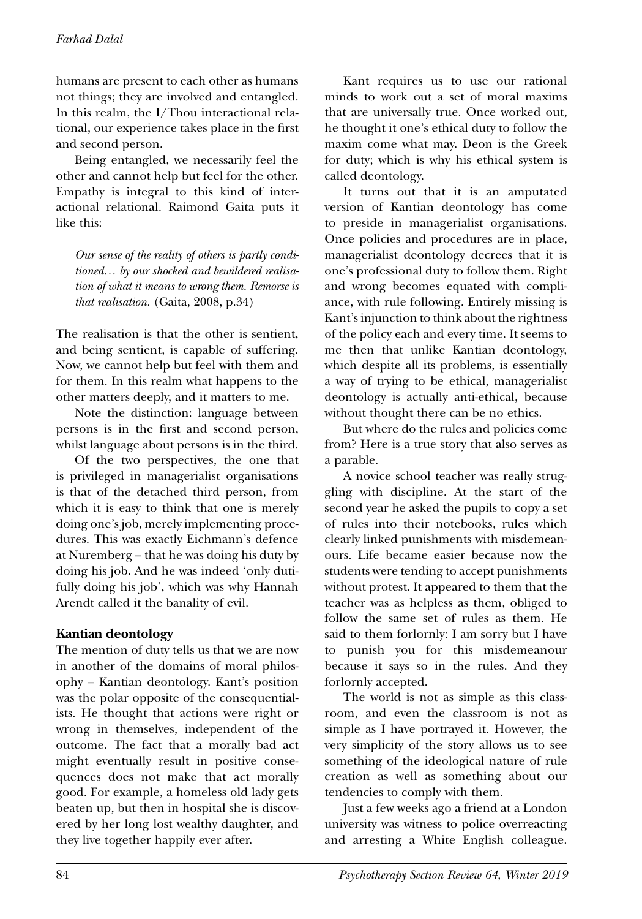humans are present to each other as humans not things; they are involved and entangled. In this realm, the I/Thou interactional relational, our experience takes place in the first and second person.

Being entangled, we necessarily feel the other and cannot help but feel for the other. Empathy is integral to this kind of interactional relational. Raimond Gaita puts it like this:

> *Our sense of the reality of others is partly conditioned… by our shocked and bewildered realisation of what it means to wrong them. Remorse is that realisation.* (Gaita, 2008, p.34)

The realisation is that the other is sentient, and being sentient, is capable of suffering. Now, we cannot help but feel with them and for them. In this realm what happens to the other matters deeply, and it matters to me.

Note the distinction: language between persons is in the first and second person, whilst language about persons is in the third.

Of the two perspectives, the one that is privileged in managerialist organisations is that of the detached third person, from which it is easy to think that one is merely doing one's job, merely implementing procedures. This was exactly Eichmann's defence at Nuremberg – that he was doing his duty by doing his job. And he was indeed 'only dutifully doing his job', which was why Hannah Arendt called it the banality of evil.

## Kantian deontology

The mention of duty tells us that we are now in another of the domains of moral philosophy – Kantian deontology. Kant's position was the polar opposite of the consequentialists. He thought that actions were right or wrong in themselves, independent of the outcome. The fact that a morally bad act might eventually result in positive consequences does not make that act morally good. For example, a homeless old lady gets beaten up, but then in hospital she is discovered by her long lost wealthy daughter, and they live together happily ever after.

Kant requires us to use our rational minds to work out a set of moral maxims that are universally true. Once worked out, he thought it one's ethical duty to follow the maxim come what may. Deon is the Greek for duty; which is why his ethical system is called deontology.

It turns out that it is an amputated version of Kantian deontology has come to preside in managerialist organisations. Once policies and procedures are in place, managerialist deontology decrees that it is one's professional duty to follow them. Right and wrong becomes equated with compliance, with rule following. Entirely missing is Kant's injunction to think about the rightness of the policy each and every time. It seems to me then that unlike Kantian deontology, which despite all its problems, is essentially a way of trying to be ethical, managerialist deontology is actually anti-ethical, because without thought there can be no ethics.

But where do the rules and policies come from? Here is a true story that also serves as a parable.

A novice school teacher was really struggling with discipline. At the start of the second year he asked the pupils to copy a set of rules into their notebooks, rules which clearly linked punishments with misdemeanours. Life became easier because now the students were tending to accept punishments without protest. It appeared to them that the teacher was as helpless as them, obliged to follow the same set of rules as them. He said to them forlornly: I am sorry but I have to punish you for this misdemeanour because it says so in the rules. And they forlornly accepted.

The world is not as simple as this classroom, and even the classroom is not as simple as I have portrayed it. However, the very simplicity of the story allows us to see something of the ideological nature of rule creation as well as something about our tendencies to comply with them.

Just a few weeks ago a friend at a London university was witness to police overreacting and arresting a White English colleague.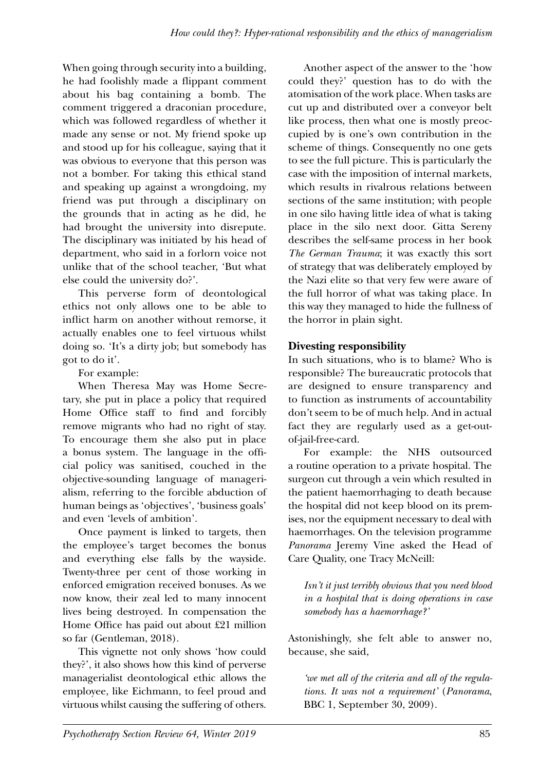When going through security into a building, he had foolishly made a flippant comment about his bag containing a bomb. The comment triggered a draconian procedure, which was followed regardless of whether it made any sense or not. My friend spoke up and stood up for his colleague, saying that it was obvious to everyone that this person was not a bomber. For taking this ethical stand and speaking up against a wrongdoing, my friend was put through a disciplinary on the grounds that in acting as he did, he had brought the university into disrepute. The disciplinary was initiated by his head of department, who said in a forlorn voice not unlike that of the school teacher, 'But what else could the university do?'.

This perverse form of deontological ethics not only allows one to be able to inflict harm on another without remorse, it actually enables one to feel virtuous whilst doing so. 'It's a dirty job; but somebody has got to do it'.

For example:

When Theresa May was Home Secretary, she put in place a policy that required Home Office staff to find and forcibly remove migrants who had no right of stay. To encourage them she also put in place a bonus system. The language in the official policy was sanitised, couched in the objective-sounding language of managerialism, referring to the forcible abduction of human beings as 'objectives', 'business goals' and even 'levels of ambition'.

Once payment is linked to targets, then the employee's target becomes the bonus and everything else falls by the wayside. Twenty-three per cent of those working in enforced emigration received bonuses. As we now know, their zeal led to many innocent lives being destroyed. In compensation the Home Office has paid out about £21 million so far (Gentleman, 2018).

This vignette not only shows 'how could they?', it also shows how this kind of perverse managerialist deontological ethic allows the employee, like Eichmann, to feel proud and virtuous whilst causing the suffering of others.

Another aspect of the answer to the 'how could they?' question has to do with the atomisation of the work place. When tasks are cut up and distributed over a conveyor belt like process, then what one is mostly preoccupied by is one's own contribution in the scheme of things. Consequently no one gets to see the full picture. This is particularly the case with the imposition of internal markets, which results in rivalrous relations between sections of the same institution; with people in one silo having little idea of what is taking place in the silo next door. Gitta Sereny describes the self-same process in her book *The German Trauma*; it was exactly this sort of strategy that was deliberately employed by the Nazi elite so that very few were aware of the full horror of what was taking place. In this way they managed to hide the fullness of the horror in plain sight.

## Divesting responsibility

In such situations, who is to blame? Who is responsible? The bureaucratic protocols that are designed to ensure transparency and to function as instruments of accountability don't seem to be of much help. And in actual fact they are regularly used as a get-out-of-jail-free-card.

For example: the NHS outsourced a routine operation to a private hospital. The surgeon cut through a vein which resulted in the patient haemorrhaging to death because the hospital did not keep blood on its premises, nor the equipment necessary to deal with haemorrhages. On the television programme *Panorama* Jeremy Vine asked the Head of Care Quality, one Tracy McNeill:

> *Isn't it just terribly obvious that you need blood in a hospital that is doing operations in case somebody has a haemorrhage?'*

Astonishingly, she felt able to answer no, because, she said,

> *'we met all of the criteria and all of the regulations. It was not a requirement'* (*Panorama*, BBC 1, September 30, 2009).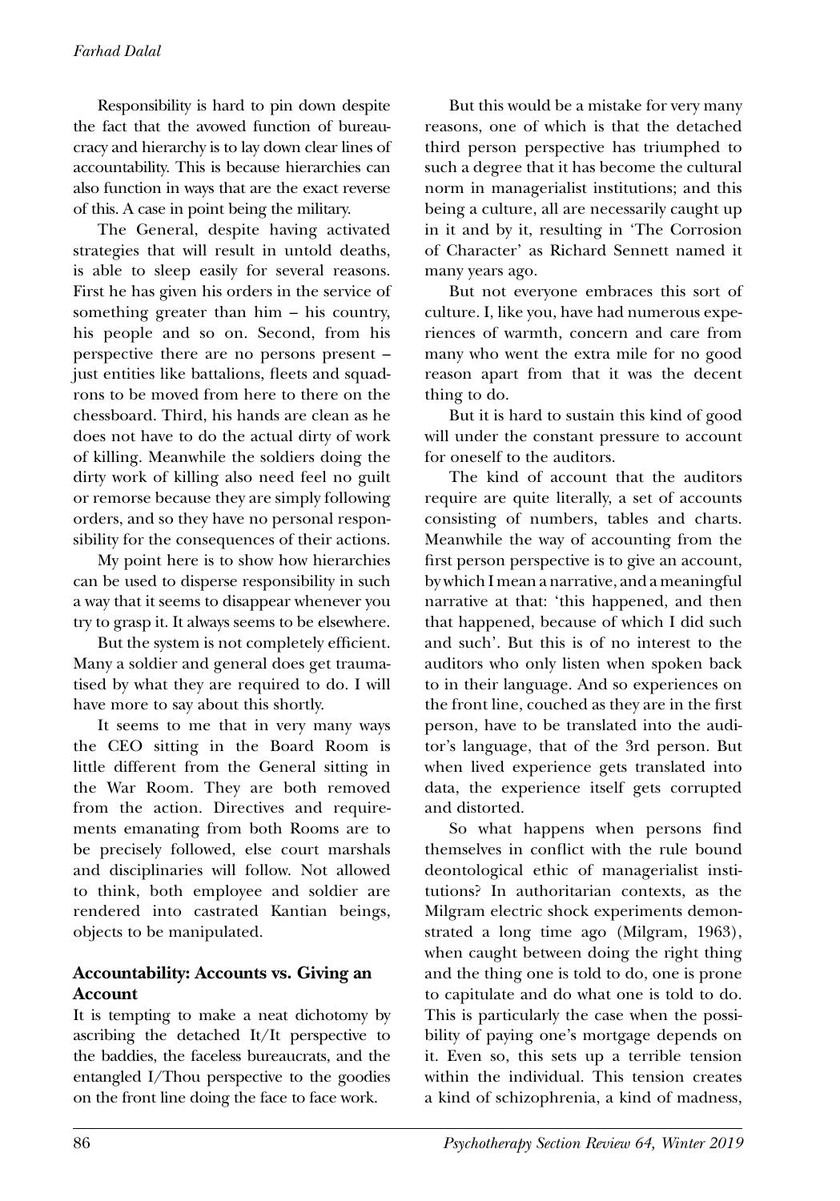Responsibility is hard to pin down despite the fact that the avowed function of bureaucracy and hierarchy is to lay down clear lines of accountability. This is because hierarchies can also function in ways that are the exact reverse of this. A case in point being the military.

The General, despite having activated strategies that will result in untold deaths, is able to sleep easily for several reasons. First he has given his orders in the service of something greater than him – his country, his people and so on. Second, from his perspective there are no persons present – just entities like battalions, fleets and squadrons to be moved from here to there on the chessboard. Third, his hands are clean as he does not have to do the actual dirty of work of killing. Meanwhile the soldiers doing the dirty work of killing also need feel no guilt or remorse because they are simply following orders, and so they have no personal responsibility for the consequences of their actions.

My point here is to show how hierarchies can be used to disperse responsibility in such a way that it seems to disappear whenever you try to grasp it. It always seems to be elsewhere.

But the system is not completely efficient. Many a soldier and general does get traumatised by what they are required to do. I will have more to say about this shortly.

It seems to me that in very many ways the CEO sitting in the Board Room is little different from the General sitting in the War Room. They are both removed from the action. Directives and requirements emanating from both Rooms are to be precisely followed, else court marshals and disciplinaries will follow. Not allowed to think, both employee and soldier are rendered into castrated Kantian beings, objects to be manipulated.

## Accountability: Accounts vs. Giving an Account

It is tempting to make a neat dichotomy by ascribing the detached It/It perspective to the baddies, the faceless bureaucrats, and the entangled I/Thou perspective to the goodies on the front line doing the face to face work.

But this would be a mistake for very many reasons, one of which is that the detached third person perspective has triumphed to such a degree that it has become the cultural norm in managerialist institutions; and this being a culture, all are necessarily caught up in it and by it, resulting in 'The Corrosion of Character' as Richard Sennett named it many years ago.

But not everyone embraces this sort of culture. I, like you, have had numerous experiences of warmth, concern and care from many who went the extra mile for no good reason apart from that it was the decent thing to do.

But it is hard to sustain this kind of good will under the constant pressure to account for oneself to the auditors.

The kind of account that the auditors require are quite literally, a set of accounts consisting of numbers, tables and charts. Meanwhile the way of accounting from the first person perspective is to give an account, by which I mean a narrative, and a meaningful narrative at that: 'this happened, and then that happened, because of which I did such and such'. But this is of no interest to the auditors who only listen when spoken back to in their language. And so experiences on the front line, couched as they are in the first person, have to be translated into the auditor's language, that of the 3rd person. But when lived experience gets translated into data, the experience itself gets corrupted and distorted.

So what happens when persons find themselves in conflict with the rule bound deontological ethic of managerialist institutions? In authoritarian contexts, as the Milgram electric shock experiments demonstrated a long time ago (Milgram, 1963), when caught between doing the right thing and the thing one is told to do, one is prone to capitulate and do what one is told to do. This is particularly the case when the possibility of paying one's mortgage depends on it. Even so, this sets up a terrible tension within the individual. This tension creates a kind of schizophrenia, a kind of madness,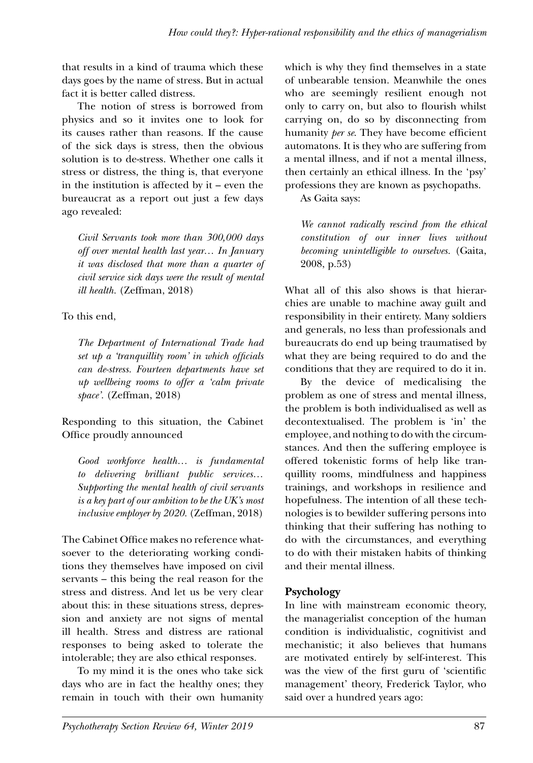that results in a kind of trauma which these days goes by the name of stress. But in actual fact it is better called distress.

The notion of stress is borrowed from physics and so it invites one to look for its causes rather than reasons. If the cause of the sick days is stress, then the obvious solution is to de-stress. Whether one calls it stress or distress, the thing is, that everyone in the institution is affected by it – even the bureaucrat as a report out just a few days ago revealed:

> *Civil Servants took more than 300,000 days off over mental health last year… In January it was disclosed that more than a quarter of civil service sick days were the result of mental ill health.* (Zeffman, 2018)

To this end,

> *The Department of International Trade had set up a 'tranquillity room' in which officials can de-stress. Fourteen departments have set up wellbeing rooms to offer a 'calm private space'.* (Zeffman, 2018)

Responding to this situation, the Cabinet Office proudly announced

> *Good workforce health… is fundamental to delivering brilliant public services… Supporting the mental health of civil servants is a key part of our ambition to be the UK's most inclusive employer by 2020.* (Zeffman, 2018)

The Cabinet Office makes no reference whatsoever to the deteriorating working conditions they themselves have imposed on civil servants – this being the real reason for the stress and distress. And let us be very clear about this: in these situations stress, depression and anxiety are not signs of mental ill health. Stress and distress are rational responses to being asked to tolerate the intolerable; they are also ethical responses.

To my mind it is the ones who take sick days who are in fact the healthy ones; they remain in touch with their own humanity which is why they find themselves in a state of unbearable tension. Meanwhile the ones who are seemingly resilient enough not only to carry on, but also to flourish whilst carrying on, do so by disconnecting from humanity *per se*. They have become efficient automatons. It is they who are suffering from a mental illness, and if not a mental illness, then certainly an ethical illness. In the 'psy' professions they are known as psychopaths.

As Gaita says:

> *We cannot radically rescind from the ethical constitution of our inner lives without becoming unintelligible to ourselves.* (Gaita, 2008, p.53)

What all of this also shows is that hierarchies are unable to machine away guilt and responsibility in their entirety. Many soldiers and generals, no less than professionals and bureaucrats do end up being traumatised by what they are being required to do and the conditions that they are required to do it in.

By the device of medicalising the problem as one of stress and mental illness, the problem is both individualised as well as decontextualised. The problem is 'in' the employee, and nothing to do with the circumstances. And then the suffering employee is offered tokenistic forms of help like tranquillity rooms, mindfulness and happiness trainings, and workshops in resilience and hopefulness. The intention of all these technologies is to bewilder suffering persons into thinking that their suffering has nothing to do with the circumstances, and everything to do with their mistaken habits of thinking and their mental illness.

## Psychology

In line with mainstream economic theory, the managerialist conception of the human condition is individualistic, cognitivist and mechanistic; it also believes that humans are motivated entirely by self-interest. This was the view of the first guru of 'scientific management' theory, Frederick Taylor, who said over a hundred years ago: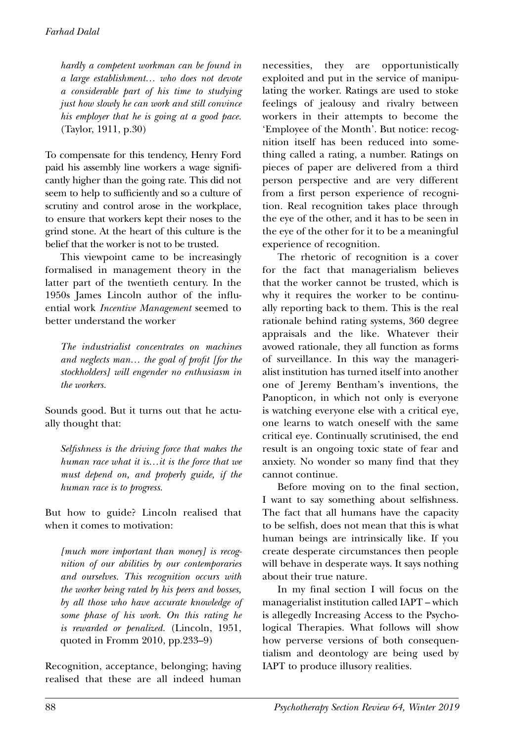*hardly a competent workman can be found in a large establishment… who does not devote a considerable part of his time to studying just how slowly he can work and still convince his employer that he is going at a good pace.* (Taylor, 1911, p.30)

To compensate for this tendency, Henry Ford paid his assembly line workers a wage significantly higher than the going rate. This did not seem to help to sufficiently and so a culture of scrutiny and control arose in the workplace, to ensure that workers kept their noses to the grind stone. At the heart of this culture is the belief that the worker is not to be trusted.

This viewpoint came to be increasingly formalised in management theory in the latter part of the twentieth century. In the 1950s James Lincoln author of the influential work *Incentive Management* seemed to better understand the worker

*The industrialist concentrates on machines and neglects man… the goal of profit [for the stockholders] will engender no enthusiasm in the workers.*

Sounds good. But it turns out that he actually thought that:

*Selfishness is the driving force that makes the human race what it is…it is the force that we must depend on, and properly guide, if the human race is to progress.*

But how to guide? Lincoln realised that when it comes to motivation:

*[much more important than money] is recognition of our abilities by our contemporaries and ourselves. This recognition occurs with the worker being rated by his peers and bosses, by all those who have accurate knowledge of some phase of his work. On this rating he is rewarded or penalized.* (Lincoln, 1951, quoted in Fromm 2010, pp.233–9)

Recognition, acceptance, belonging; having realised that these are all indeed human necessities, they are opportunistically exploited and put in the service of manipulating the worker. Ratings are used to stoke feelings of jealousy and rivalry between workers in their attempts to become the 'Employee of the Month'. But notice: recognition itself has been reduced into something called a rating, a number. Ratings on pieces of paper are delivered from a third person perspective and are very different from a first person experience of recognition. Real recognition takes place through the eye of the other, and it has to be seen in the eye of the other for it to be a meaningful experience of recognition.

The rhetoric of recognition is a cover for the fact that managerialism believes that the worker cannot be trusted, which is why it requires the worker to be continually reporting back to them. This is the real rationale behind rating systems, 360 degree appraisals and the like. Whatever their avowed rationale, they all function as forms of surveillance. In this way the managerialist institution has turned itself into another one of Jeremy Bentham's inventions, the Panopticon, in which not only is everyone is watching everyone else with a critical eye, one learns to watch oneself with the same critical eye. Continually scrutinised, the end result is an ongoing toxic state of fear and anxiety. No wonder so many find that they cannot continue.

Before moving on to the final section, I want to say something about selfishness. The fact that all humans have the capacity to be selfish, does not mean that this is what human beings are intrinsically like. If you create desperate circumstances then people will behave in desperate ways. It says nothing about their true nature.

In my final section I will focus on the managerialist institution called IAPT – which is allegedly Increasing Access to the Psychological Therapies. What follows will show how perverse versions of both consequentialism and deontology are being used by IAPT to produce illusory realities.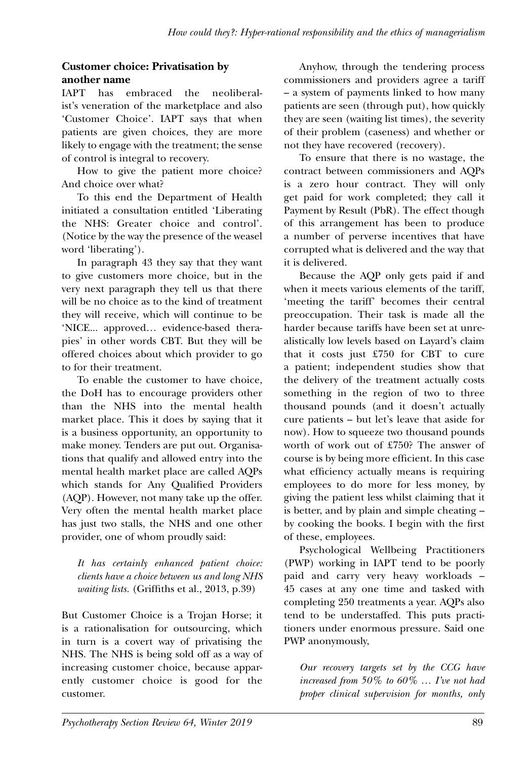## Customer choice: Privatisation by another name

IAPT has embraced the neoliberalist's veneration of the marketplace and also 'Customer Choice'. IAPT says that when patients are given choices, they are more likely to engage with the treatment; the sense of control is integral to recovery.

How to give the patient more choice? And choice over what?

To this end the Department of Health initiated a consultation entitled 'Liberating the NHS: Greater choice and control'. (Notice by the way the presence of the weasel word 'liberating').

In paragraph 43 they say that they want to give customers more choice, but in the very next paragraph they tell us that there will be no choice as to the kind of treatment they will receive, which will continue to be 'NICE... approved… evidence-based therapies' in other words CBT. But they will be offered choices about which provider to go to for their treatment.

To enable the customer to have choice, the DoH has to encourage providers other than the NHS into the mental health market place. This it does by saying that it is a business opportunity, an opportunity to make money. Tenders are put out. Organisations that qualify and allowed entry into the mental health market place are called AQPs which stands for Any Qualified Providers (AQP). However, not many take up the offer. Very often the mental health market place has just two stalls, the NHS and one other provider, one of whom proudly said:

> *It has certainly enhanced patient choice: clients have a choice between us and long NHS waiting lists.* (Griffiths et al., 2013, p.39)

But Customer Choice is a Trojan Horse; it is a rationalisation for outsourcing, which in turn is a covert way of privatising the NHS. The NHS is being sold off as a way of increasing customer choice, because apparently customer choice is good for the customer.

Anyhow, through the tendering process commissioners and providers agree a tariff – a system of payments linked to how many patients are seen (through put), how quickly they are seen (waiting list times), the severity of their problem (caseness) and whether or not they have recovered (recovery).

To ensure that there is no wastage, the contract between commissioners and AQPs is a zero hour contract. They will only get paid for work completed; they call it Payment by Result (PbR). The effect though of this arrangement has been to produce a number of perverse incentives that have corrupted what is delivered and the way that it is delivered.

Because the AQP only gets paid if and when it meets various elements of the tariff, 'meeting the tariff' becomes their central preoccupation. Their task is made all the harder because tariffs have been set at unrealistically low levels based on Layard's claim that it costs just £750 for CBT to cure a patient; independent studies show that the delivery of the treatment actually costs something in the region of two to three thousand pounds (and it doesn't actually cure patients – but let's leave that aside for now). How to squeeze two thousand pounds worth of work out of £750? The answer of course is by being more efficient. In this case what efficiency actually means is requiring employees to do more for less money, by giving the patient less whilst claiming that it is better, and by plain and simple cheating – by cooking the books. I begin with the first of these, employees.

Psychological Wellbeing Practitioners (PWP) working in IAPT tend to be poorly paid and carry very heavy workloads – 45 cases at any one time and tasked with completing 250 treatments a year. AQPs also tend to be understaffed. This puts practitioners under enormous pressure. Said one PWP anonymously,

> *Our recovery targets set by the CCG have increased from 50% to 60% … I've not had proper clinical supervision for months, only*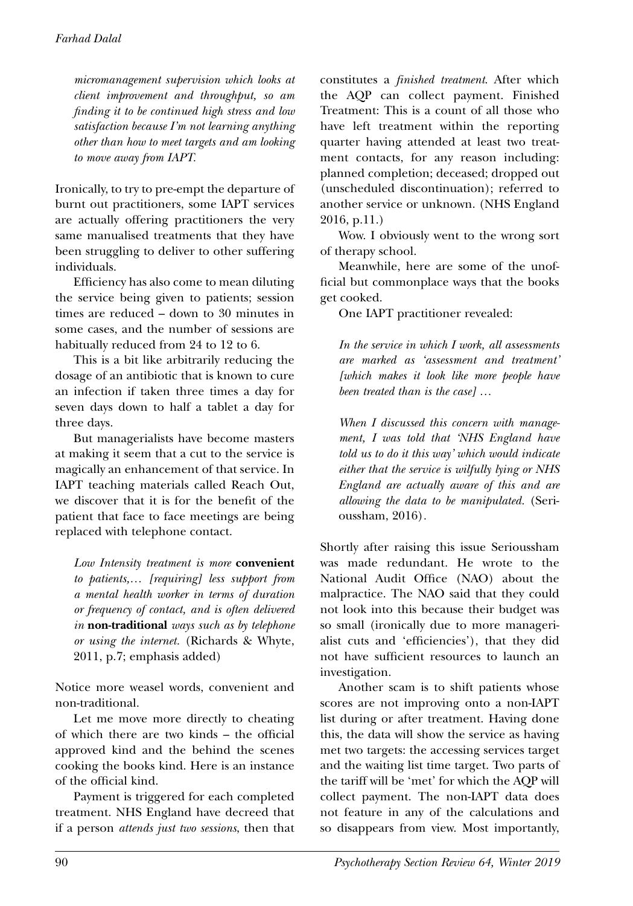*micromanagement supervision which looks at client improvement and throughput, so am finding it to be continued high stress and low satisfaction because I'm not learning anything other than how to meet targets and am looking to move away from IAPT.*

Ironically, to try to pre-empt the departure of burnt out practitioners, some IAPT services are actually offering practitioners the very same manualised treatments that they have been struggling to deliver to other suffering individuals.

Efficiency has also come to mean diluting the service being given to patients; session times are reduced – down to 30 minutes in some cases, and the number of sessions are habitually reduced from 24 to 12 to 6.

This is a bit like arbitrarily reducing the dosage of an antibiotic that is known to cure an infection if taken three times a day for seven days down to half a tablet a day for three days.

But managerialists have become masters at making it seem that a cut to the service is magically an enhancement of that service. In IAPT teaching materials called Reach Out, we discover that it is for the benefit of the patient that face to face meetings are being replaced with telephone contact.

> *Low Intensity treatment is more* **convenient** *to patients,… [requiring] less support from a mental health worker in terms of duration or frequency of contact, and is often delivered in* **non-traditional** *ways such as by telephone or using the internet.* (Richards & Whyte, 2011, p.7; emphasis added)

Notice more weasel words, convenient and non-traditional.

Let me move more directly to cheating of which there are two kinds – the official approved kind and the behind the scenes cooking the books kind. Here is an instance of the official kind.

Payment is triggered for each completed treatment. NHS England have decreed that if a person *attends just two sessions*, then that constitutes a *finished treatment*. After which the AQP can collect payment. Finished Treatment: This is a count of all those who have left treatment within the reporting quarter having attended at least two treatment contacts, for any reason including: planned completion; deceased; dropped out (unscheduled discontinuation); referred to another service or unknown. (NHS England 2016, p.11.)

Wow. I obviously went to the wrong sort of therapy school.

Meanwhile, here are some of the unofficial but commonplace ways that the books get cooked.

One IAPT practitioner revealed:

> *In the service in which I work, all assessments are marked as 'assessment and treatment' [which makes it look like more people have been treated than is the case] …*
>
> *When I discussed this concern with management, I was told that 'NHS England have told us to do it this way' which would indicate either that the service is wilfully lying or NHS England are actually aware of this and are allowing the data to be manipulated.* (Serioussham, 2016).

Shortly after raising this issue Serioussham was made redundant. He wrote to the National Audit Office (NAO) about the malpractice. The NAO said that they could not look into this because their budget was so small (ironically due to more managerialist cuts and 'efficiencies'), that they did not have sufficient resources to launch an investigation.

Another scam is to shift patients whose scores are not improving onto a non-IAPT list during or after treatment. Having done this, the data will show the service as having met two targets: the accessing services target and the waiting list time target. Two parts of the tariff will be 'met' for which the AQP will collect payment. The non-IAPT data does not feature in any of the calculations and so disappears from view. Most importantly,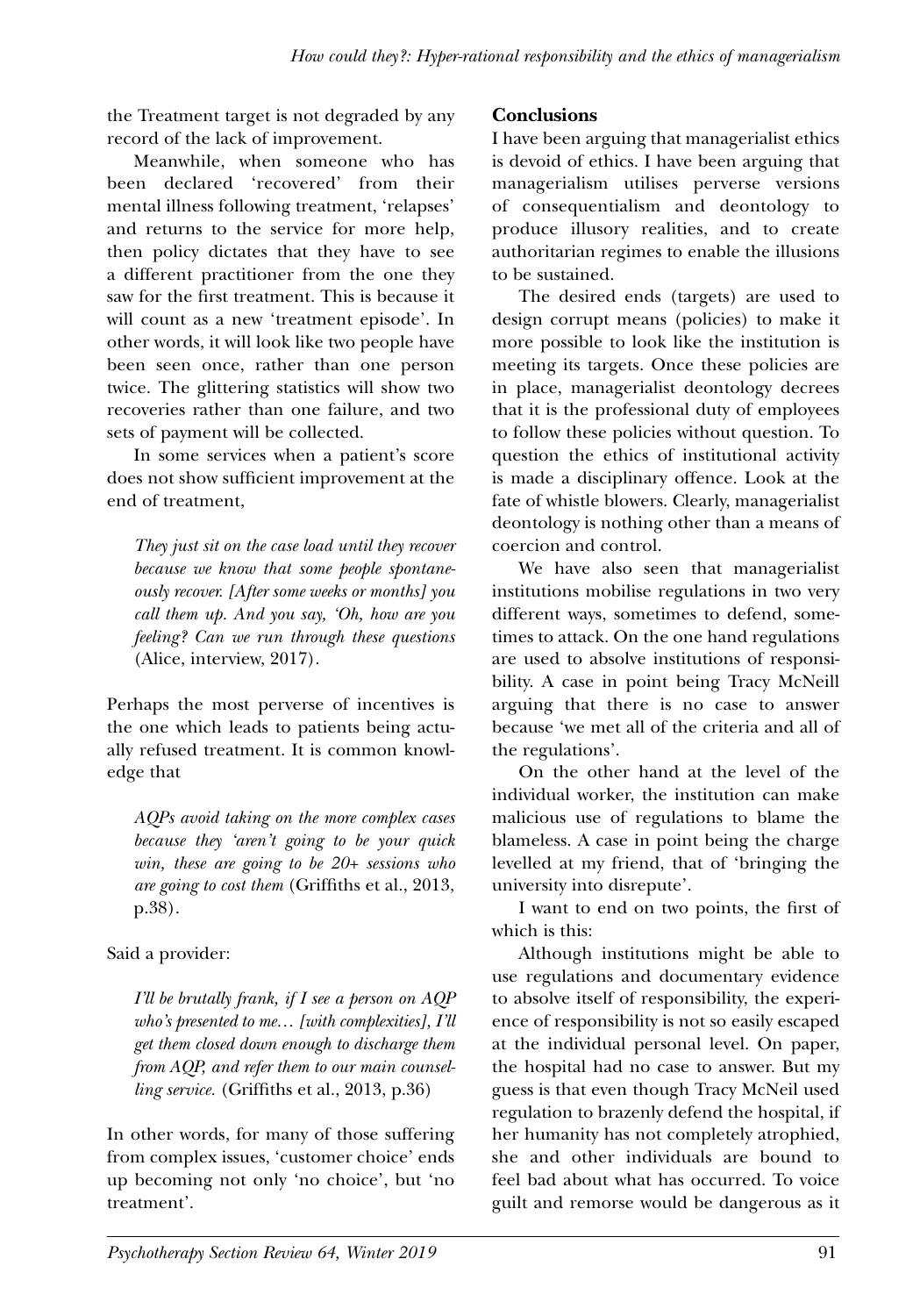the Treatment target is not degraded by any record of the lack of improvement.

Meanwhile, when someone who has been declared 'recovered' from their mental illness following treatment, 'relapses' and returns to the service for more help, then policy dictates that they have to see a different practitioner from the one they saw for the first treatment. This is because it will count as a new 'treatment episode'. In other words, it will look like two people have been seen once, rather than one person twice. The glittering statistics will show two recoveries rather than one failure, and two sets of payment will be collected.

In some services when a patient's score does not show sufficient improvement at the end of treatment,

> *They just sit on the case load until they recover because we know that some people spontaneously recover. [After some weeks or months] you call them up. And you say, 'Oh, how are you feeling? Can we run through these questions* (Alice, interview, 2017).

Perhaps the most perverse of incentives is the one which leads to patients being actually refused treatment. It is common knowledge that

> *AQPs avoid taking on the more complex cases because they 'aren't going to be your quick win, these are going to be 20+ sessions who are going to cost them* (Griffiths et al., 2013, p.38).

Said a provider:

> *I'll be brutally frank, if I see a person on AQP who's presented to me… [with complexities], I'll get them closed down enough to discharge them from AQP, and refer them to our main counselling service.* (Griffiths et al., 2013, p.36)

In other words, for many of those suffering from complex issues, 'customer choice' ends up becoming not only 'no choice', but 'no treatment'.

## Conclusions

I have been arguing that managerialist ethics is devoid of ethics. I have been arguing that managerialism utilises perverse versions of consequentialism and deontology to produce illusory realities, and to create authoritarian regimes to enable the illusions to be sustained.

The desired ends (targets) are used to design corrupt means (policies) to make it more possible to look like the institution is meeting its targets. Once these policies are in place, managerialist deontology decrees that it is the professional duty of employees to follow these policies without question. To question the ethics of institutional activity is made a disciplinary offence. Look at the fate of whistle blowers. Clearly, managerialist deontology is nothing other than a means of coercion and control.

We have also seen that managerialist institutions mobilise regulations in two very different ways, sometimes to defend, sometimes to attack. On the one hand regulations are used to absolve institutions of responsibility. A case in point being Tracy McNeill arguing that there is no case to answer because 'we met all of the criteria and all of the regulations'.

On the other hand at the level of the individual worker, the institution can make malicious use of regulations to blame the blameless. A case in point being the charge levelled at my friend, that of 'bringing the university into disrepute'.

I want to end on two points, the first of which is this:

Although institutions might be able to use regulations and documentary evidence to absolve itself of responsibility, the experience of responsibility is not so easily escaped at the individual personal level. On paper, the hospital had no case to answer. But my guess is that even though Tracy McNeil used regulation to brazenly defend the hospital, if her humanity has not completely atrophied, she and other individuals are bound to feel bad about what has occurred. To voice guilt and remorse would be dangerous as it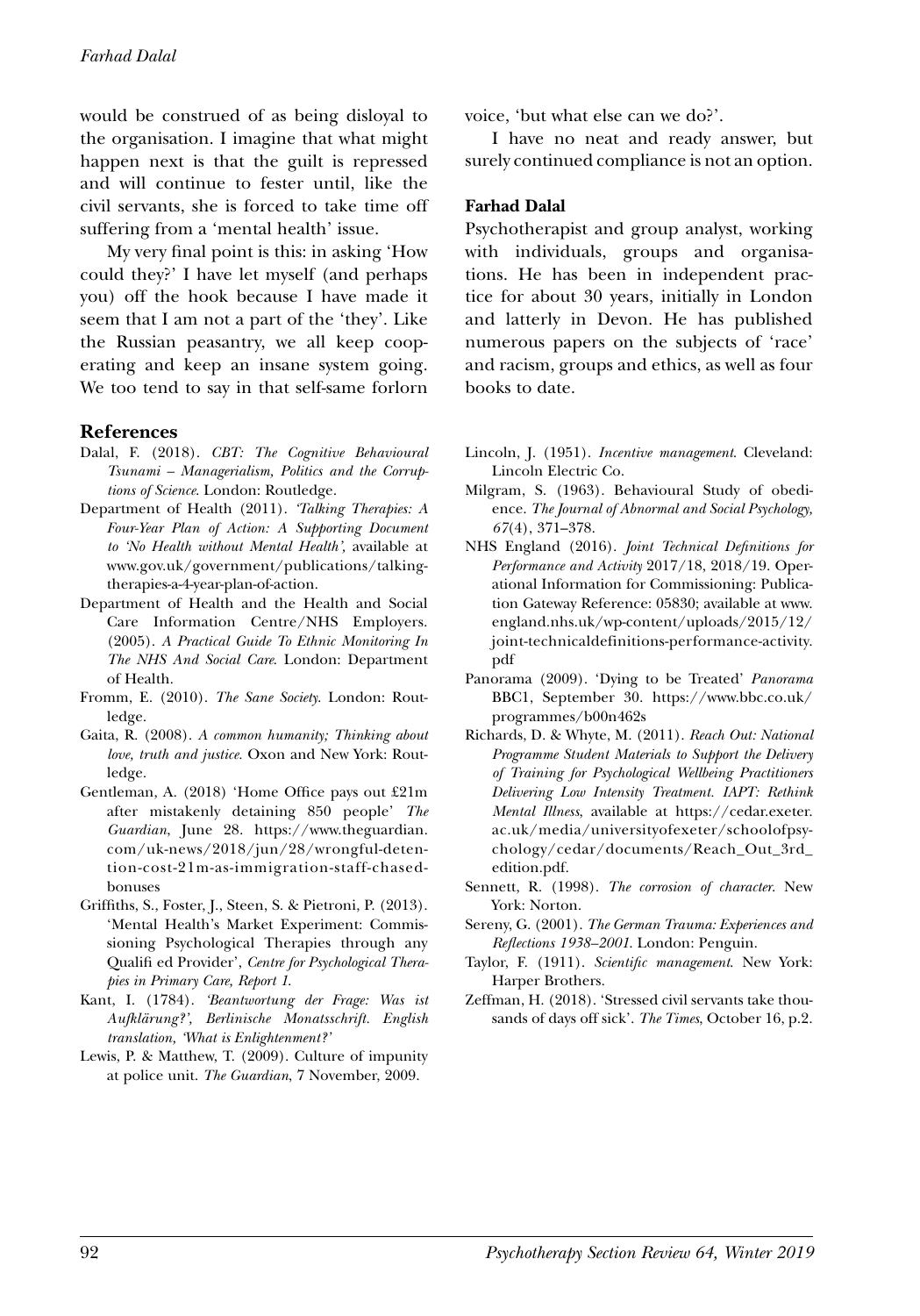would be construed of as being disloyal to the organisation. I imagine that what might happen next is that the guilt is repressed and will continue to fester until, like the civil servants, she is forced to take time off suffering from a 'mental health' issue.

My very final point is this: in asking 'How could they?' I have let myself (and perhaps you) off the hook because I have made it seem that I am not a part of the 'they'. Like the Russian peasantry, we all keep cooperating and keep an insane system going. We too tend to say in that self-same forlorn voice, 'but what else can we do?'.

I have no neat and ready answer, but surely continued compliance is not an option.

**Farhad Dalal**

Psychotherapist and group analyst, working with individuals, groups and organisations. He has been in independent practice for about 30 years, initially in London and latterly in Devon. He has published numerous papers on the subjects of 'race' and racism, groups and ethics, as well as four books to date.

## References

Dalal, F. (2018). *CBT: The Cognitive Behavioural Tsunami – Managerialism, Politics and the Corruptions of Science*. London: Routledge.

Department of Health (2011). *'Talking Therapies: A Four-Year Plan of Action: A Supporting Document to 'No Health without Mental Health',* available at www.gov.uk/government/publications/talking-therapies-a-4-year-plan-of-action.

Department of Health and the Health and Social Care Information Centre/NHS Employers. (2005). *A Practical Guide To Ethnic Monitoring In The NHS And Social Care*. London: Department of Health.

Fromm, E. (2010). *The Sane Society*. London: Routledge.

Gaita, R. (2008). *A common humanity; Thinking about love, truth and justice.* Oxon and New York: Routledge.

Gentleman, A. (2018) 'Home Office pays out £21m after mistakenly detaining 850 people' *The Guardian*, June 28. https://www.theguardian.com/uk-news/2018/jun/28/wrongful-detention-cost-21m-as-immigration-staff-chased-bonuses

Griffiths, S., Foster, J., Steen, S. & Pietroni, P. (2013). 'Mental Health's Market Experiment: Commissioning Psychological Therapies through any Qualifi ed Provider', *Centre for Psychological Therapies in Primary Care, Report 1.*

Kant, I. (1784). *'Beantwortung der Frage: Was ist Aufklärung?', Berlinische Monatsschrift. English translation, 'What is Enlightenment?'*

Lewis, P. & Matthew, T. (2009). Culture of impunity at police unit. *The Guardian*, 7 November, 2009.

Lincoln, J. (1951). *Incentive management.* Cleveland: Lincoln Electric Co.

Milgram, S. (1963). Behavioural Study of obedience. *The Journal of Abnormal and Social Psychology, 67*(4), 371–378.

NHS England (2016). *Joint Technical Definitions for Performance and Activity* 2017/18, 2018/19. Operational Information for Commissioning: Publication Gateway Reference: 05830; available at www.england.nhs.uk/wp-content/uploads/2015/12/joint-technicaldefinitions-performance-activity.pdf

Panorama (2009). 'Dying to be Treated' *Panorama* BBC1, September 30. https://www.bbc.co.uk/programmes/b00n462s

Richards, D. & Whyte, M. (2011). *Reach Out: National Programme Student Materials to Support the Delivery of Training for Psychological Wellbeing Practitioners Delivering Low Intensity Treatment. IAPT: Rethink Mental Illness*, available at https://cedar.exeter.ac.uk/media/universityofexeter/schoolofpsychology/cedar/documents/Reach_Out_3rd_edition.pdf.

Sennett, R. (1998). *The corrosion of character*. New York: Norton.

Sereny, G. (2001). *The German Trauma: Experiences and Reflections 1938–2001.* London: Penguin.

Taylor, F. (1911). *Scientific management*. New York: Harper Brothers.

Zeffman, H. (2018). 'Stressed civil servants take thousands of days off sick'. *The Times*, October 16, p.2.